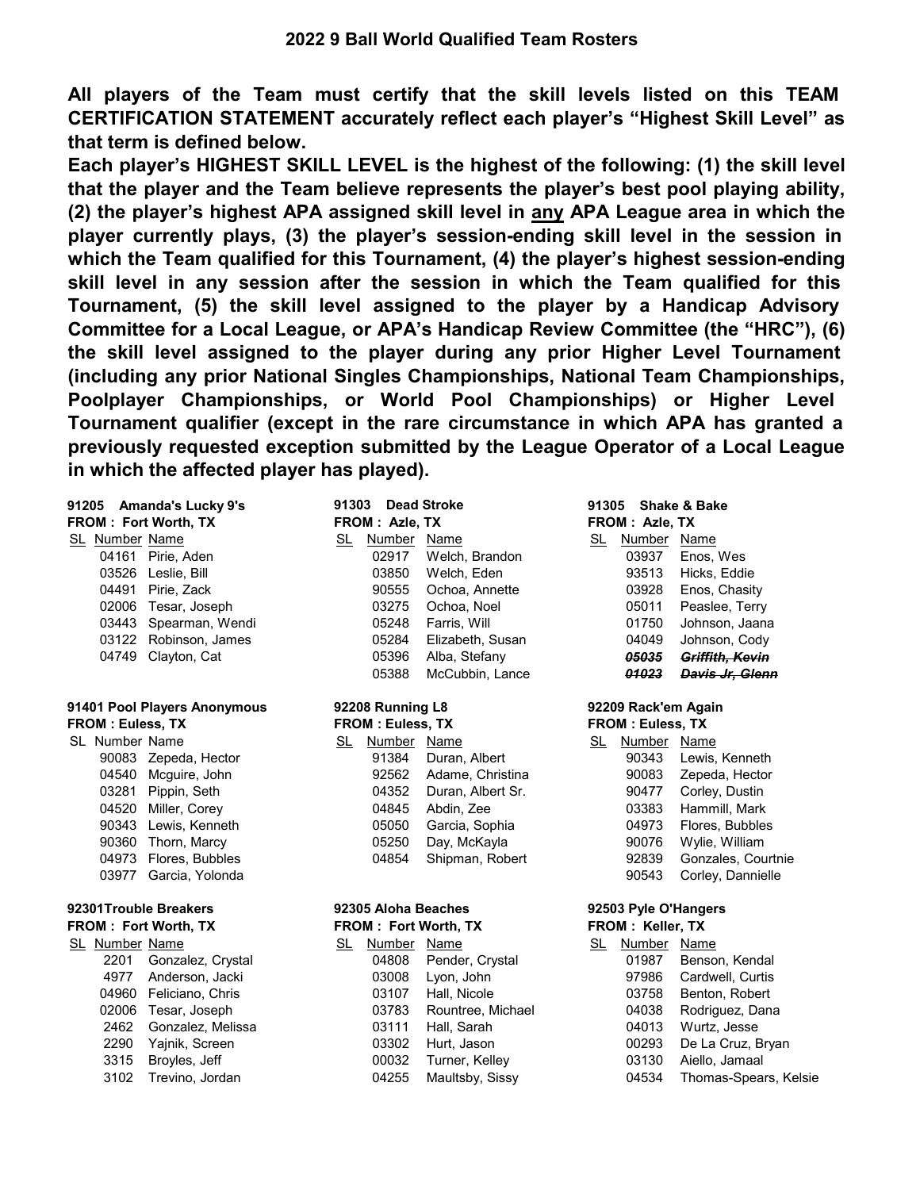## 2022 9 Ball World Qualified Team Rosters

**All players of the Team must certify that the skill levels listed on this TEAM CERTIFICATION STATEMENT accurately reflect each player's "Highest Skill Level" as that term is defined below.**

**Each player's HIGHEST SKILL LEVEL is the highest of the following: (1) the skill level that the player and the Team believe represents the player's best pool playing ability, (2) the player's highest APA assigned skill level in <u>any</u> APA League area in which the player currently plays, (3) the player's session-ending skill level in the session in which the Team qualified for this Tournament, (4) the player's highest session-ending skill level in any session after the session in which the Team qualified for this Tournament, (5) the skill level assigned to the player by a Handicap Advisory Committee for a Local League, or APA's Handicap Review Committee (the "HRC"), (6) the skill level assigned to the player during any prior Higher Level Tournament (including any prior National Singles Championships, National Team Championships, Poolplayer Championships, or World Pool Championships) or Higher Level Tournament qualifier (except in the rare circumstance in which APA has granted a previously requested exception submitted by the League Operator of a Local League in which the affected player has played).**

**91205 Amanda's Lucky 9's**
**FROM : Fort Worth, TX**

| SL | Number | Name |
|---|---|---|
| | 04161 | Pirie, Aden |
| | 03526 | Leslie, Bill |
| | 04491 | Pirie, Zack |
| | 02006 | Tesar, Joseph |
| | 03443 | Spearman, Wendi |
| | 03122 | Robinson, James |
| | 04749 | Clayton, Cat |

**91303 Dead Stroke**
**FROM : Azle, TX**

| SL | Number | Name |
|---|---|---|
| | 02917 | Welch, Brandon |
| | 03850 | Welch, Eden |
| | 90555 | Ochoa, Annette |
| | 03275 | Ochoa, Noel |
| | 05248 | Farris, Will |
| | 05284 | Elizabeth, Susan |
| | 05396 | Alba, Stefany |
| | 05388 | McCubbin, Lance |

**91305 Shake & Bake**
**FROM : Azle, TX**

| SL | Number | Name |
|---|---|---|
| | 03937 | Enos, Wes |
| | 93513 | Hicks, Eddie |
| | 03928 | Enos, Chasity |
| | 05011 | Peaslee, Terry |
| | 01750 | Johnson, Jaana |
| | 04049 | Johnson, Cody |
| | ~~*05035*~~ | ~~*Griffith, Kevin*~~ |
| | ~~*01023*~~ | ~~*Davis Jr, Glenn*~~ |

**91401 Pool Players Anonymous**
**FROM : Euless, TX**

| SL | Number | Name |
|---|---|---|
| | 90083 | Zepeda, Hector |
| | 04540 | Mcguire, John |
| | 03281 | Pippin, Seth |
| | 04520 | Miller, Corey |
| | 90343 | Lewis, Kenneth |
| | 90360 | Thorn, Marcy |
| | 04973 | Flores, Bubbles |
| | 03977 | Garcia, Yolonda |

**92208 Running L8**
**FROM : Euless, TX**

| SL | Number | Name |
|---|---|---|
| | 91384 | Duran, Albert |
| | 92562 | Adame, Christina |
| | 04352 | Duran, Albert Sr. |
| | 04845 | Abdin, Zee |
| | 05050 | Garcia, Sophia |
| | 05250 | Day, McKayla |
| | 04854 | Shipman, Robert |

**92209 Rack'em Again**
**FROM : Euless, TX**

| SL | Number | Name |
|---|---|---|
| | 90343 | Lewis, Kenneth |
| | 90083 | Zepeda, Hector |
| | 90477 | Corley, Dustin |
| | 03383 | Hammill, Mark |
| | 04973 | Flores, Bubbles |
| | 90076 | Wylie, William |
| | 92839 | Gonzales, Courtnie |
| | 90543 | Corley, Dannielle |

**92301Trouble Breakers**
**FROM : Fort Worth, TX**

| SL | Number | Name |
|---|---|---|
| | 2201 | Gonzalez, Crystal |
| | 4977 | Anderson, Jacki |
| | 04960 | Feliciano, Chris |
| | 02006 | Tesar, Joseph |
| | 2462 | Gonzalez, Melissa |
| | 2290 | Yajnik, Screen |
| | 3315 | Broyles, Jeff |
| | 3102 | Trevino, Jordan |

**92305 Aloha Beaches**
**FROM : Fort Worth, TX**

| SL | Number | Name |
|---|---|---|
| | 04808 | Pender, Crystal |
| | 03008 | Lyon, John |
| | 03107 | Hall, Nicole |
| | 03783 | Rountree, Michael |
| | 03111 | Hall, Sarah |
| | 03302 | Hurt, Jason |
| | 00032 | Turner, Kelley |
| | 04255 | Maultsby, Sissy |

**92503 Pyle O'Hangers**
**FROM : Keller, TX**

| SL | Number | Name |
|---|---|---|
| | 01987 | Benson, Kendal |
| | 97986 | Cardwell, Curtis |
| | 03758 | Benton, Robert |
| | 04038 | Rodriguez, Dana |
| | 04013 | Wurtz, Jesse |
| | 00293 | De La Cruz, Bryan |
| | 03130 | Aiello, Jamaal |
| | 04534 | Thomas-Spears, Kelsie |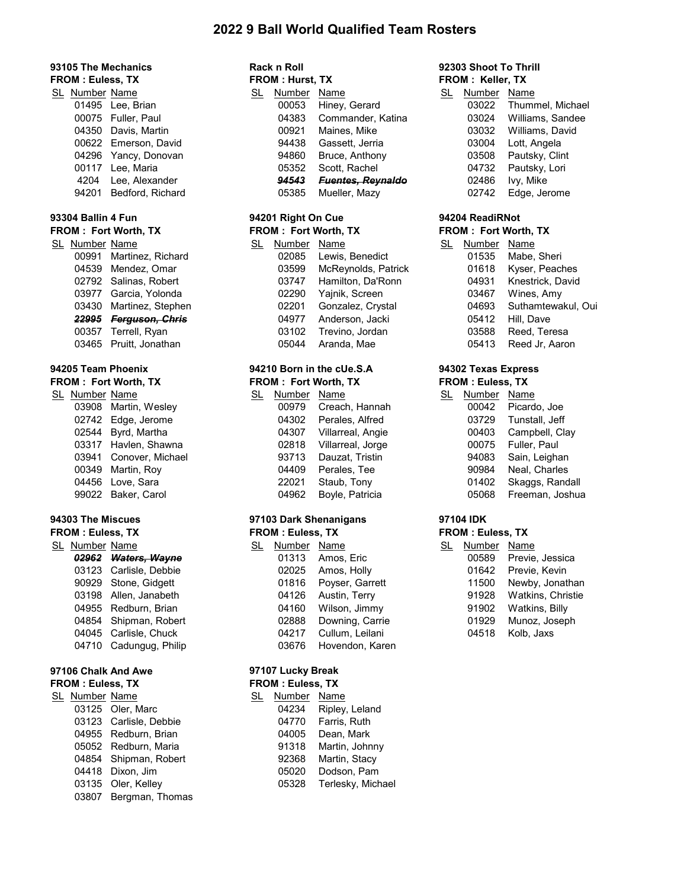# 2022 9 Ball World Qualified Team Rosters

### 93105 The Mechanics
**FROM : Euless, TX**

| SL | Number | Name |
|---|---|---|
| | 01495 | Lee, Brian |
| | 00075 | Fuller, Paul |
| | 04350 | Davis, Martin |
| | 00622 | Emerson, David |
| | 04296 | Yancy, Donovan |
| | 00117 | Lee, Maria |
| | 4204 | Lee, Alexander |
| | 94201 | Bedford, Richard |

### Rack n Roll
**FROM : Hurst, TX**

| SL | Number | Name |
|---|---|---|
| | 00053 | Hiney, Gerard |
| | 04383 | Commander, Katina |
| | 00921 | Maines, Mike |
| | 94438 | Gassett, Jerria |
| | 94860 | Bruce, Anthony |
| | 05352 | Scott, Rachel |
| | ~~***94543***~~ | ~~***Fuentes, Reynaldo***~~ |
| | 05385 | Mueller, Mazy |

### 92303 Shoot To Thrill
**FROM : Keller, TX**

| SL | Number | Name |
|---|---|---|
| | 03022 | Thummel, Michael |
| | 03024 | Williams, Sandee |
| | 03032 | Williams, David |
| | 03004 | Lott, Angela |
| | 03508 | Pautsky, Clint |
| | 04732 | Pautsky, Lori |
| | 02486 | Ivy, Mike |
| | 02742 | Edge, Jerome |

### 93304 Ballin 4 Fun
**FROM : Fort Worth, TX**

| SL | Number | Name |
|---|---|---|
| | 00991 | Martinez, Richard |
| | 04539 | Mendez, Omar |
| | 02792 | Salinas, Robert |
| | 03977 | Garcia, Yolonda |
| | 03430 | Martinez, Stephen |
| | ~~***22995***~~ | ~~***Ferguson, Chris***~~ |
| | 00357 | Terrell, Ryan |
| | 03465 | Pruitt, Jonathan |

### 94201 Right On Cue
**FROM : Fort Worth, TX**

| SL | Number | Name |
|---|---|---|
| | 02085 | Lewis, Benedict |
| | 03599 | McReynolds, Patrick |
| | 03747 | Hamilton, Da'Ronn |
| | 02290 | Yajnik, Screen |
| | 02201 | Gonzalez, Crystal |
| | 04977 | Anderson, Jacki |
| | 03102 | Trevino, Jordan |
| | 05044 | Aranda, Mae |

### 94204 ReadiRNot
**FROM : Fort Worth, TX**

| SL | Number | Name |
|---|---|---|
| | 01535 | Mabe, Sheri |
| | 01618 | Kyser, Peaches |
| | 04931 | Knestrick, David |
| | 03467 | Wines, Amy |
| | 04693 | Suthamtewakul, Oui |
| | 05412 | Hill, Dave |
| | 03588 | Reed, Teresa |
| | 05413 | Reed Jr, Aaron |

### 94205 Team Phoenix
**FROM : Fort Worth, TX**

| SL | Number | Name |
|---|---|---|
| | 03908 | Martin, Wesley |
| | 02742 | Edge, Jerome |
| | 02544 | Byrd, Martha |
| | 03317 | Havlen, Shawna |
| | 03941 | Conover, Michael |
| | 00349 | Martin, Roy |
| | 04456 | Love, Sara |
| | 99022 | Baker, Carol |

### 94210 Born in the cUe.S.A
**FROM : Fort Worth, TX**

| SL | Number | Name |
|---|---|---|
| | 00979 | Creach, Hannah |
| | 04302 | Perales, Alfred |
| | 04307 | Villarreal, Angie |
| | 02818 | Villarreal, Jorge |
| | 93713 | Dauzat, Tristin |
| | 04409 | Perales, Tee |
| | 22021 | Staub, Tony |
| | 04962 | Boyle, Patricia |

### 94302 Texas Express
**FROM : Euless, TX**

| SL | Number | Name |
|---|---|---|
| | 00042 | Picardo, Joe |
| | 03729 | Tunstall, Jeff |
| | 00403 | Campbell, Clay |
| | 00075 | Fuller, Paul |
| | 94083 | Sain, Leighan |
| | 90984 | Neal, Charles |
| | 01402 | Skaggs, Randall |
| | 05068 | Freeman, Joshua |

### 94303 The Miscues
**FROM : Euless, TX**

| SL | Number | Name |
|---|---|---|
| | ~~***02962***~~ | ~~***Waters, Wayne***~~ |
| | 03123 | Carlisle, Debbie |
| | 90929 | Stone, Gidgett |
| | 03198 | Allen, Janabeth |
| | 04955 | Redburn, Brian |
| | 04854 | Shipman, Robert |
| | 04045 | Carlisle, Chuck |
| | 04710 | Cadungug, Philip |

### 97103 Dark Shenanigans
**FROM : Euless, TX**

| SL | Number | Name |
|---|---|---|
| | 01313 | Amos, Eric |
| | 02025 | Amos, Holly |
| | 01816 | Poyser, Garrett |
| | 04126 | Austin, Terry |
| | 04160 | Wilson, Jimmy |
| | 02888 | Downing, Carrie |
| | 04217 | Cullum, Leilani |
| | 03676 | Hovendon, Karen |

### 97104 IDK
**FROM : Euless, TX**

| SL | Number | Name |
|---|---|---|
| | 00589 | Previe, Jessica |
| | 01642 | Previe, Kevin |
| | 11500 | Newby, Jonathan |
| | 91928 | Watkins, Christie |
| | 91902 | Watkins, Billy |
| | 01929 | Munoz, Joseph |
| | 04518 | Kolb, Jaxs |

### 97106 Chalk And Awe
**FROM : Euless, TX**

| SL | Number | Name |
|---|---|---|
| | 03125 | Oler, Marc |
| | 03123 | Carlisle, Debbie |
| | 04955 | Redburn, Brian |
| | 05052 | Redburn, Maria |
| | 04854 | Shipman, Robert |
| | 04418 | Dixon, Jim |
| | 03135 | Oler, Kelley |
| | 03807 | Bergman, Thomas |

### 97107 Lucky Break
**FROM : Euless, TX**

| SL | Number | Name |
|---|---|---|
| | 04234 | Ripley, Leland |
| | 04770 | Farris, Ruth |
| | 04005 | Dean, Mark |
| | 91318 | Martin, Johnny |
| | 92368 | Martin, Stacy |
| | 05020 | Dodson, Pam |
| | 05328 | Terlesky, Michael |